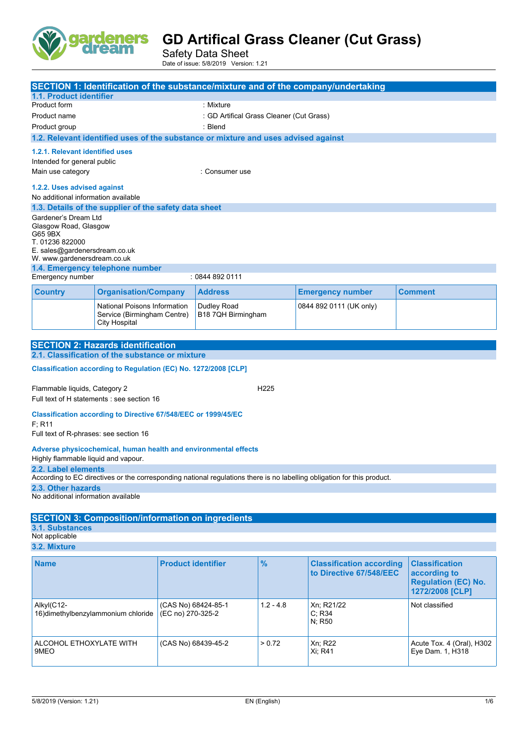# GD Artifical Grass Cleaner (Cut Grass)

Safety Data Sheet

Date of issue: 5/8/2019 Version: 1.21

## SECTION 1: Identification of the substance/mixture and of the company/undertaking

### 1.1. Product identifier

Product form : Mixture

Product name : GD Artifical Grass Cleaner (Cut Grass)

Product group : Blend

### 1.2. Relevant identified uses of the substance or mixture and uses advised against

#### 1.2.1. Relevant identified uses

Intended for general public

Main use category : Consumer use

#### 1.2.2. Uses advised against

No additional information available

### 1.3. Details of the supplier of the safety data sheet

Gardener's Dream Ltd
Glasgow Road, Glasgow
G65 9BX
T. 01236 822000
E. sales@gardenersdream.co.uk
W. www.gardenersdream.co.uk

### 1.4. Emergency telephone number

Emergency number : 0844 892 0111

| Country | Organisation/Company | Address | Emergency number | Comment |
|---|---|---|---|---|
| | National Poisons Information Service (Birmingham Centre) City Hospital | Dudley Road B18 7QH Birmingham | 0844 892 0111 (UK only) | |

## SECTION 2: Hazards identification

### 2.1. Classification of the substance or mixture

**Classification according to Regulation (EC) No. 1272/2008 [CLP]**

Flammable liquids, Category 2 H225

Full text of H statements : see section 16

**Classification according to Directive 67/548/EEC or 1999/45/EC**

F; R11

Full text of R-phrases: see section 16

**Adverse physicochemical, human health and environmental effects**

Highly flammable liquid and vapour.

### 2.2. Label elements

According to EC directives or the corresponding national regulations there is no labelling obligation for this product.

### 2.3. Other hazards

No additional information available

## SECTION 3: Composition/information on ingredients

### 3.1. Substances

Not applicable

### 3.2. Mixture

| Name | Product identifier | % | Classification according to Directive 67/548/EEC | Classification according to Regulation (EC) No. 1272/2008 [CLP] |
|---|---|---|---|---|
| Alkyl(C12-16)dimethylbenzylammonium chloride | (CAS No) 68424-85-1<br>(EC no) 270-325-2 | 1.2 - 4.8 | Xn; R21/22<br>C; R34<br>N; R50 | Not classified |
| ALCOHOL ETHOXYLATE WITH 9MEO | (CAS No) 68439-45-2 | > 0.72 | Xn; R22<br>Xi; R41 | Acute Tox. 4 (Oral), H302<br>Eye Dam. 1, H318 |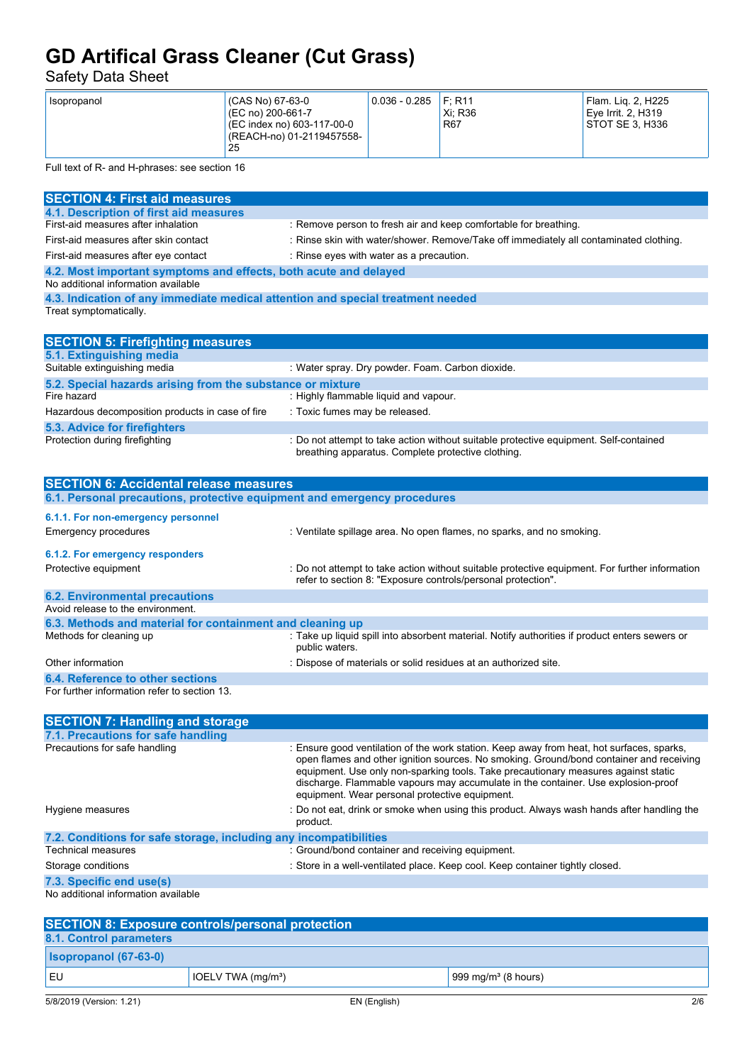| Isopropanol | (CAS No) 67-63-0<br>(EC no) 200-661-7<br>(EC index no) 603-117-00-0<br>(REACH-no) 01-2119457558-25 | 0.036 - 0.285 | F; R11<br>Xi; R36<br>R67 | Flam. Liq. 2, H225<br>Eye Irrit. 2, H319<br>STOT SE 3, H336 |
|---|---|---|---|---|

Full text of R- and H-phrases: see section 16

## SECTION 4: First aid measures

### 4.1. Description of first aid measures

First-aid measures after inhalation : Remove person to fresh air and keep comfortable for breathing.

First-aid measures after skin contact : Rinse skin with water/shower. Remove/Take off immediately all contaminated clothing.

First-aid measures after eye contact : Rinse eyes with water as a precaution.

### 4.2. Most important symptoms and effects, both acute and delayed

No additional information available

### 4.3. Indication of any immediate medical attention and special treatment needed

Treat symptomatically.

## SECTION 5: Firefighting measures

### 5.1. Extinguishing media

Suitable extinguishing media : Water spray. Dry powder. Foam. Carbon dioxide.

### 5.2. Special hazards arising from the substance or mixture

Fire hazard : Highly flammable liquid and vapour.

Hazardous decomposition products in case of fire : Toxic fumes may be released.

### 5.3. Advice for firefighters

Protection during firefighting : Do not attempt to take action without suitable protective equipment. Self-contained breathing apparatus. Complete protective clothing.

## SECTION 6: Accidental release measures

### 6.1. Personal precautions, protective equipment and emergency procedures

#### 6.1.1. For non-emergency personnel

Emergency procedures : Ventilate spillage area. No open flames, no sparks, and no smoking.

#### 6.1.2. For emergency responders

Protective equipment : Do not attempt to take action without suitable protective equipment. For further information refer to section 8: "Exposure controls/personal protection".

### 6.2. Environmental precautions

Avoid release to the environment.

### 6.3. Methods and material for containment and cleaning up

Methods for cleaning up : Take up liquid spill into absorbent material. Notify authorities if product enters sewers or public waters.

Other information : Dispose of materials or solid residues at an authorized site.

### 6.4. Reference to other sections

For further information refer to section 13.

## SECTION 7: Handling and storage

### 7.1. Precautions for safe handling

Precautions for safe handling : Ensure good ventilation of the work station. Keep away from heat, hot surfaces, sparks, open flames and other ignition sources. No smoking. Ground/bond container and receiving equipment. Use only non-sparking tools. Take precautionary measures against static discharge. Flammable vapours may accumulate in the container. Use explosion-proof equipment. Wear personal protective equipment.

Hygiene measures : Do not eat, drink or smoke when using this product. Always wash hands after handling the product.

### 7.2. Conditions for safe storage, including any incompatibilities

Technical measures : Ground/bond container and receiving equipment.

Storage conditions : Store in a well-ventilated place. Keep cool. Keep container tightly closed.

### 7.3. Specific end use(s)

No additional information available

## SECTION 8: Exposure controls/personal protection

### 8.1. Control parameters

| Isopropanol (67-63-0) | | |
|---|---|---|
| EU | IOELV TWA (mg/m³) | 999 mg/m³ (8 hours) |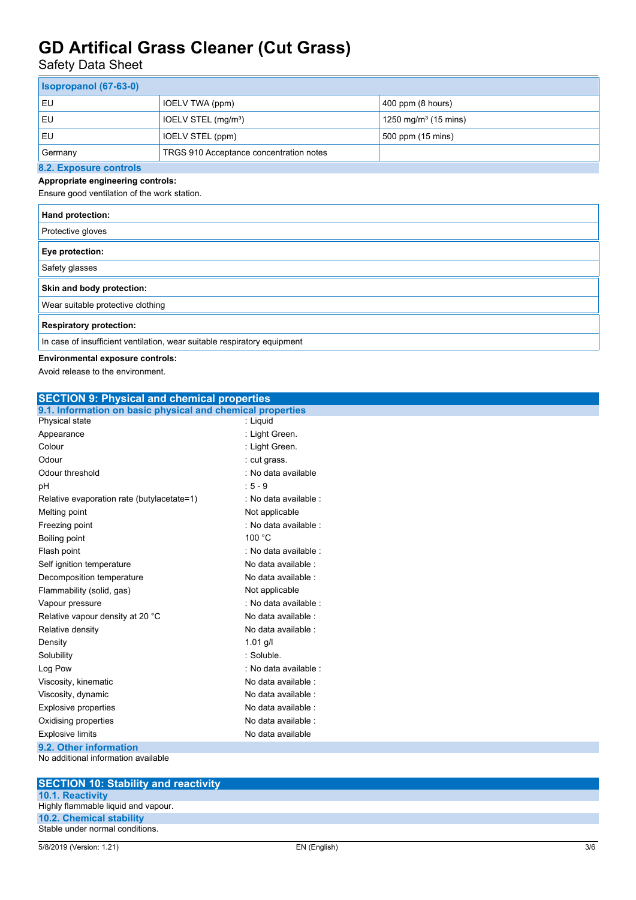| Isopropanol (67-63-0) | | |
|---|---|---|
| EU | IOELV TWA (ppm) | 400 ppm (8 hours) |
| EU | IOELV STEL (mg/m³) | 1250 mg/m³ (15 mins) |
| EU | IOELV STEL (ppm) | 500 ppm (15 mins) |
| Germany | TRGS 910 Acceptance concentration notes | |

### 8.2. Exposure controls

**Appropriate engineering controls:**

Ensure good ventilation of the work station.

| Hand protection: |
|---|
| Protective gloves |

| Eye protection: |
|---|
| Safety glasses |

| Skin and body protection: |
|---|
| Wear suitable protective clothing |

| Respiratory protection: |
|---|
| In case of insufficient ventilation, wear suitable respiratory equipment |

**Environmental exposure controls:**

Avoid release to the environment.

## SECTION 9: Physical and chemical properties

### 9.1. Information on basic physical and chemical properties

| | |
|---|---|
| Physical state | : Liquid |
| Appearance | : Light Green. |
| Colour | : Light Green. |
| Odour | : cut grass. |
| Odour threshold | : No data available |
| pH | : 5 - 9 |
| Relative evaporation rate (butylacetate=1) | : No data available : |
| Melting point | Not applicable |
| Freezing point | : No data available : |
| Boiling point | 100 °C |
| Flash point | : No data available : |
| Self ignition temperature | No data available : |
| Decomposition temperature | No data available : |
| Flammability (solid, gas) | Not applicable |
| Vapour pressure | : No data available : |
| Relative vapour density at 20 °C | No data available : |
| Relative density | No data available : |
| Density | 1.01 g/l |
| Solubility | : Soluble. |
| Log Pow | : No data available : |
| Viscosity, kinematic | No data available : |
| Viscosity, dynamic | No data available : |
| Explosive properties | No data available : |
| Oxidising properties | No data available : |
| Explosive limits | No data available |

### 9.2. Other information

No additional information available

## SECTION 10: Stability and reactivity

### 10.1. Reactivity

Highly flammable liquid and vapour.

### 10.2. Chemical stability

Stable under normal conditions.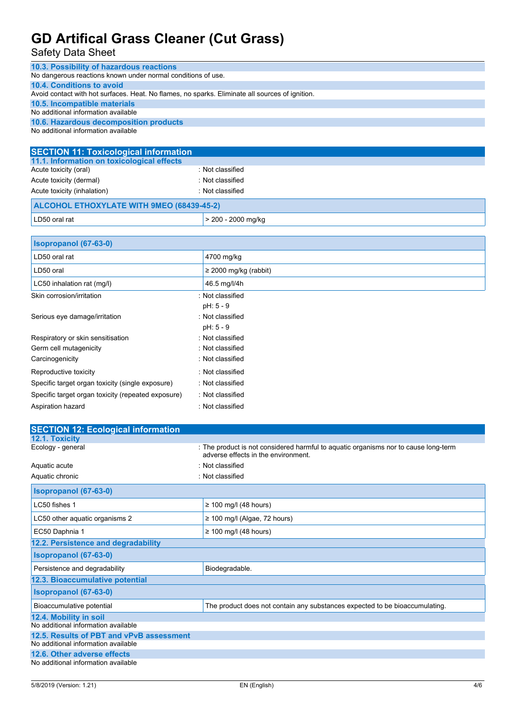# GD Artifical Grass Cleaner (Cut Grass)

Safety Data Sheet

### 10.3. Possibility of hazardous reactions

No dangerous reactions known under normal conditions of use.

### 10.4. Conditions to avoid

Avoid contact with hot surfaces. Heat. No flames, no sparks. Eliminate all sources of ignition.

### 10.5. Incompatible materials

No additional information available

### 10.6. Hazardous decomposition products

No additional information available

## SECTION 11: Toxicological information

### 11.1. Information on toxicological effects

Acute toxicity (oral) : Not classified

Acute toxicity (dermal) : Not classified

Acute toxicity (inhalation) : Not classified

| ALCOHOL ETHOXYLATE WITH 9MEO (68439-45-2) | |
|---|---|
| LD50 oral rat | > 200 - 2000 mg/kg |

| Isopropanol (67-63-0) | |
|---|---|
| LD50 oral rat | 4700 mg/kg |
| LD50 oral | ≥ 2000 mg/kg (rabbit) |
| LC50 inhalation rat (mg/l) | 46.5 mg/l/4h |

Skin corrosion/irritation : Not classified

pH: 5 - 9

Serious eye damage/irritation : Not classified

pH: 5 - 9

Respiratory or skin sensitisation : Not classified

Germ cell mutagenicity : Not classified

Carcinogenicity : Not classified

Reproductive toxicity : Not classified

Specific target organ toxicity (single exposure) : Not classified

Specific target organ toxicity (repeated exposure) : Not classified

Aspiration hazard : Not classified

## SECTION 12: Ecological information

### 12.1. Toxicity

Ecology - general : The product is not considered harmful to aquatic organisms nor to cause long-term adverse effects in the environment.

Aquatic acute : Not classified

Aquatic chronic : Not classified

| Isopropanol (67-63-0) | |
|---|---|
| LC50 fishes 1 | ≥ 100 mg/l (48 hours) |
| LC50 other aquatic organisms 2 | ≥ 100 mg/l (Algae, 72 hours) |
| EC50 Daphnia 1 | ≥ 100 mg/l (48 hours) |

### 12.2. Persistence and degradability

| Isopropanol (67-63-0) | |
|---|---|
| Persistence and degradability | Biodegradable. |

### 12.3. Bioaccumulative potential

| Isopropanol (67-63-0) | |
|---|---|
| Bioaccumulative potential | The product does not contain any substances expected to be bioaccumulating. |

### 12.4. Mobility in soil

No additional information available

### 12.5. Results of PBT and vPvB assessment

No additional information available

### 12.6. Other adverse effects

No additional information available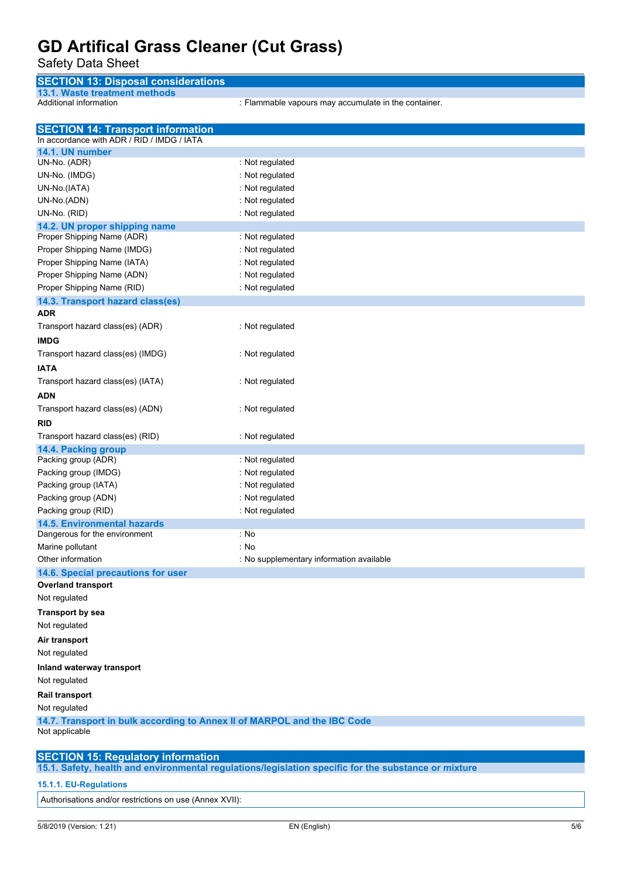## SECTION 13: Disposal considerations

### 13.1. Waste treatment methods

Additional information : Flammable vapours may accumulate in the container.

## SECTION 14: Transport information

In accordance with ADR / RID / IMDG / IATA

### 14.1. UN number

UN-No. (ADR) : Not regulated
UN-No. (IMDG) : Not regulated
UN-No.(IATA) : Not regulated
UN-No.(ADN) : Not regulated
UN-No. (RID) : Not regulated

### 14.2. UN proper shipping name

Proper Shipping Name (ADR) : Not regulated
Proper Shipping Name (IMDG) : Not regulated
Proper Shipping Name (IATA) : Not regulated
Proper Shipping Name (ADN) : Not regulated
Proper Shipping Name (RID) : Not regulated

### 14.3. Transport hazard class(es)

**ADR**

Transport hazard class(es) (ADR) : Not regulated

**IMDG**

Transport hazard class(es) (IMDG) : Not regulated

**IATA**

Transport hazard class(es) (IATA) : Not regulated

**ADN**

Transport hazard class(es) (ADN) : Not regulated

**RID**

Transport hazard class(es) (RID) : Not regulated

### 14.4. Packing group

Packing group (ADR) : Not regulated
Packing group (IMDG) : Not regulated
Packing group (IATA) : Not regulated
Packing group (ADN) : Not regulated
Packing group (RID) : Not regulated

### 14.5. Environmental hazards

Dangerous for the environment : No
Marine pollutant : No
Other information : No supplementary information available

### 14.6. Special precautions for user

**Overland transport**

Not regulated

**Transport by sea**

Not regulated

**Air transport**

Not regulated

**Inland waterway transport**

Not regulated

**Rail transport**

Not regulated

### 14.7. Transport in bulk according to Annex II of MARPOL and the IBC Code

Not applicable

## SECTION 15: Regulatory information

### 15.1. Safety, health and environmental regulations/legislation specific for the substance or mixture

#### 15.1.1. EU-Regulations

Authorisations and/or restrictions on use (Annex XVII):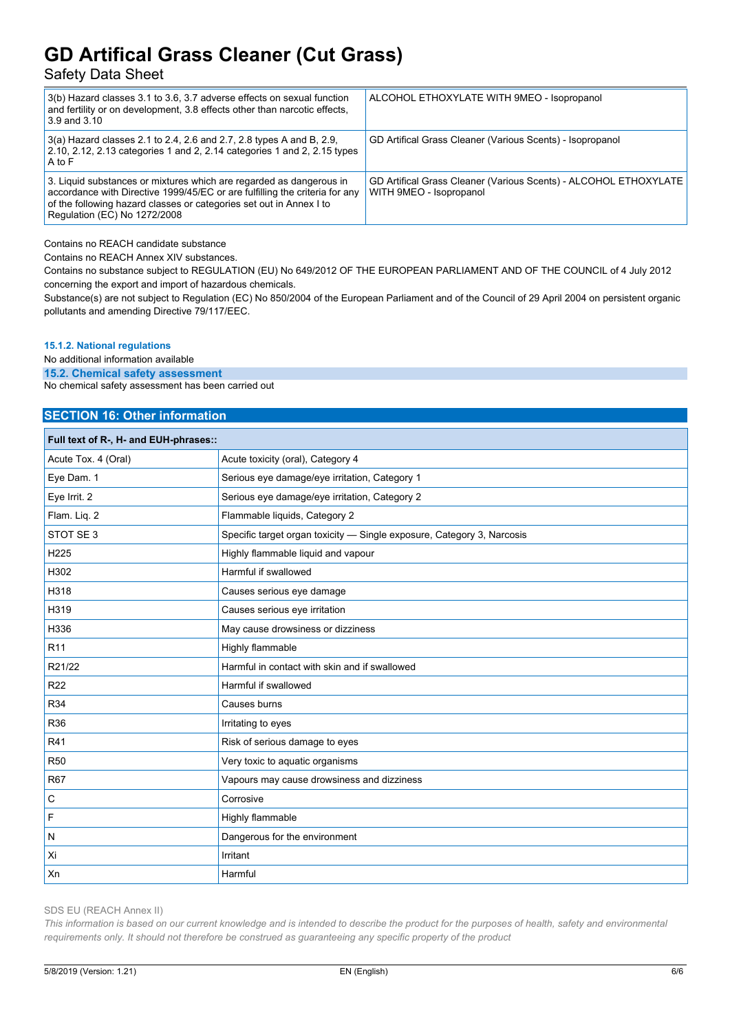| | |
|---|---|
| 3(b) Hazard classes 3.1 to 3.6, 3.7 adverse effects on sexual function and fertility or on development, 3.8 effects other than narcotic effects, 3.9 and 3.10 | ALCOHOL ETHOXYLATE WITH 9MEO - Isopropanol |
| 3(a) Hazard classes 2.1 to 2.4, 2.6 and 2.7, 2.8 types A and B, 2.9, 2.10, 2.12, 2.13 categories 1 and 2, 2.14 categories 1 and 2, 2.15 types A to F | GD Artifical Grass Cleaner (Various Scents) - Isopropanol |
| 3. Liquid substances or mixtures which are regarded as dangerous in accordance with Directive 1999/45/EC or are fulfilling the criteria for any of the following hazard classes or categories set out in Annex I to Regulation (EC) No 1272/2008 | GD Artifical Grass Cleaner (Various Scents) - ALCOHOL ETHOXYLATE WITH 9MEO - Isopropanol |

Contains no REACH candidate substance

Contains no REACH Annex XIV substances.

Contains no substance subject to REGULATION (EU) No 649/2012 OF THE EUROPEAN PARLIAMENT AND OF THE COUNCIL of 4 July 2012 concerning the export and import of hazardous chemicals.

Substance(s) are not subject to Regulation (EC) No 850/2004 of the European Parliament and of the Council of 29 April 2004 on persistent organic pollutants and amending Directive 79/117/EEC.

#### 15.1.2. National regulations

No additional information available

### 15.2. Chemical safety assessment

No chemical safety assessment has been carried out

## SECTION 16: Other information

| Full text of R-, H- and EUH-phrases:: | |
|---|---|
| Acute Tox. 4 (Oral) | Acute toxicity (oral), Category 4 |
| Eye Dam. 1 | Serious eye damage/eye irritation, Category 1 |
| Eye Irrit. 2 | Serious eye damage/eye irritation, Category 2 |
| Flam. Liq. 2 | Flammable liquids, Category 2 |
| STOT SE 3 | Specific target organ toxicity — Single exposure, Category 3, Narcosis |
| H225 | Highly flammable liquid and vapour |
| H302 | Harmful if swallowed |
| H318 | Causes serious eye damage |
| H319 | Causes serious eye irritation |
| H336 | May cause drowsiness or dizziness |
| R11 | Highly flammable |
| R21/22 | Harmful in contact with skin and if swallowed |
| R22 | Harmful if swallowed |
| R34 | Causes burns |
| R36 | Irritating to eyes |
| R41 | Risk of serious damage to eyes |
| R50 | Very toxic to aquatic organisms |
| R67 | Vapours may cause drowsiness and dizziness |
| C | Corrosive |
| F | Highly flammable |
| N | Dangerous for the environment |
| Xi | Irritant |
| Xn | Harmful |

SDS EU (REACH Annex II)

*This information is based on our current knowledge and is intended to describe the product for the purposes of health, safety and environmental requirements only. It should not therefore be construed as guaranteeing any specific property of the product*